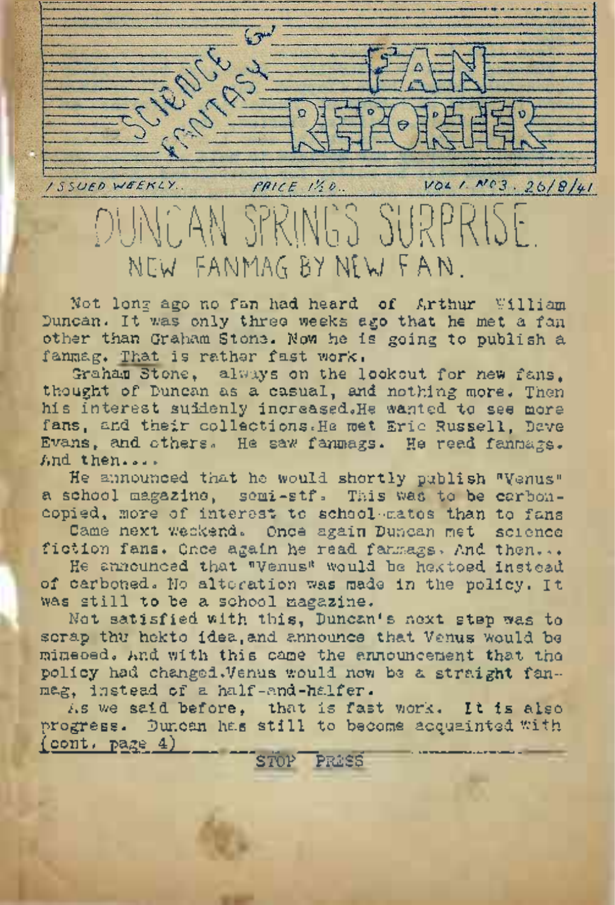# SCIENCE & FANTASY FAN REPORTER

ISSUED WEEKLY. PRICE 1½D. VOL 1. NO 3. 26/8/41

## DUNCAN SPRINGS SURPRISE.

### NEW FANMAG BY NEW FAN.

Not long ago no fan had heard of Arthur William Duncan. It was only three weeks ago that he met a fan other than Graham Stone. Now he is going to publish a fanmag. That is rather fast work.

Graham Stone, always on the lookout for new fans, thought of Duncan as a casual, and nothing more. Then his interest suddenly increased.He wanted to see more fans, and their collections.He met Eric Russell, Dave Evans, and others. He saw fanmags. He read fanmags. And then....

He announced that he would shortly publish "Venus" a school magazine, semi-stf. This was to be carbon-copied, more of interest to school-mates than to fans

Came next weekend. Once again Duncan met science fiction fans. Once again he read fanmags. And then...

He announced that "Venus" would be hektoed instead of carboned. No alteration was made in the policy. It was still to be a school magazine.

Not satisfied with this, Duncan's next step was to scrap the hekto idea,and announce that Venus would be mimeoed. And with this came the announcement that the policy had changed.Venus would now be a straight fan-mag, instead of a half-and-halfer.

As we said before, that is fast work. It is also progress. Duncan has still to become acquainted with (cont. page 4)

STOP PRESS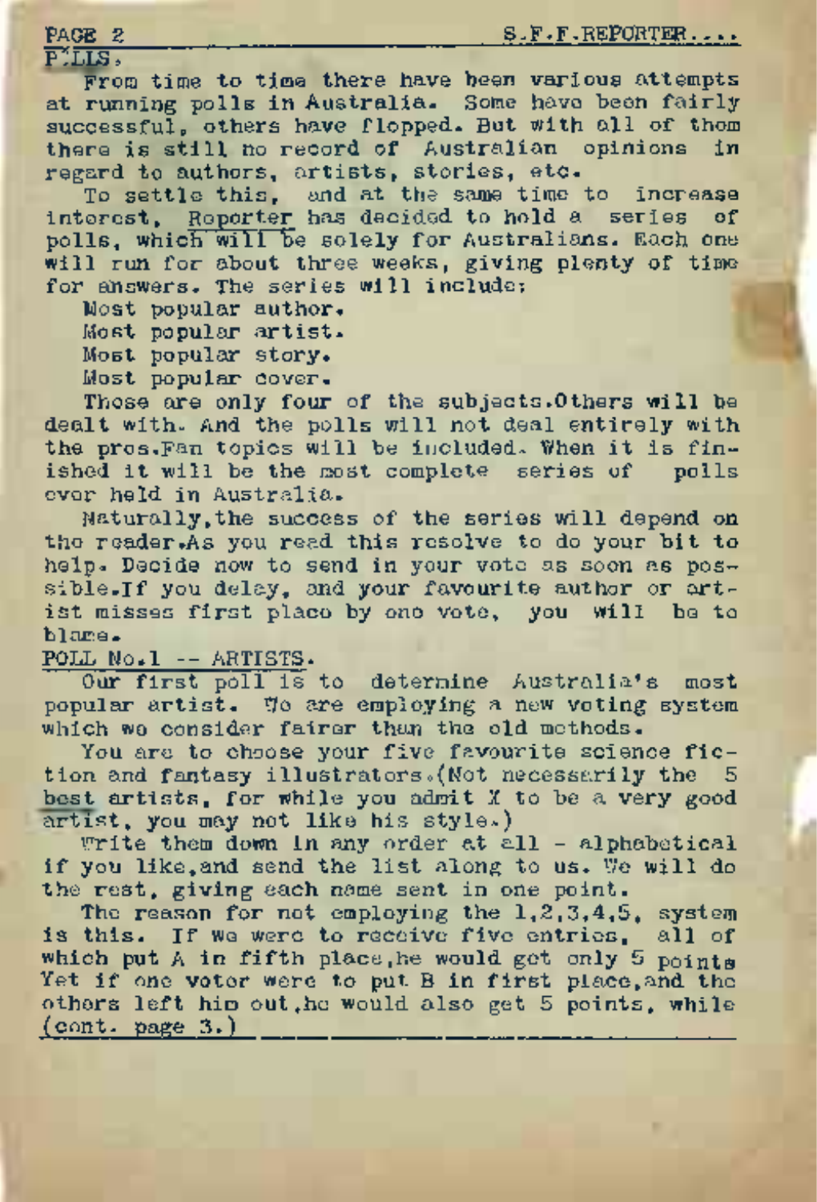## POLLS.

From time to time there have been various attempts at running polls in Australia. Some have been fairly successful, others have flopped. But with all of them there is still no record of Australian opinions in regard to authors, artists, stories, etc.

To settle this, and at the same time to increase interest, Reporter has decided to hold a series of polls, which will be solely for Australians. Each one will run for about three weeks, giving plenty of time for answers. The series will include;

Most popular author.
Most popular artist.
Most popular story.
Most popular cover.

Those are only four of the subjects. Others will be dealt with. And the polls will not deal entirely with the pros. Fan topics will be included. When it is finished it will be the most complete series of polls ever held in Australia.

Naturally, the success of the series will depend on the reader. As you read this resolve to do your bit to help. Decide now to send in your vote as soon as possible. If you delay, and your favourite author or artist misses first place by one vote, you will be to blame.

## POLL No.1 -- ARTISTS.

Our first poll is to determine Australia's most popular artist. We are employing a new voting system which we consider fairer than the old methods.

You are to choose your five favourite science fiction and fantasy illustrators. (Not necessarily the 5 best artists, for while you admit X to be a very good artist, you may not like his style.)

Write them down in any order at all - alphabetical if you like, and send the list along to us. We will do the rest, giving each name sent in one point.

The reason for not employing the 1,2,3,4,5, system is this. If we were to receive five entries, all of which put A in fifth place, he would get only 5 points. Yet if one voter were to put B in first place, and the others left him out, he would also get 5 points, while

(cont. page 3.)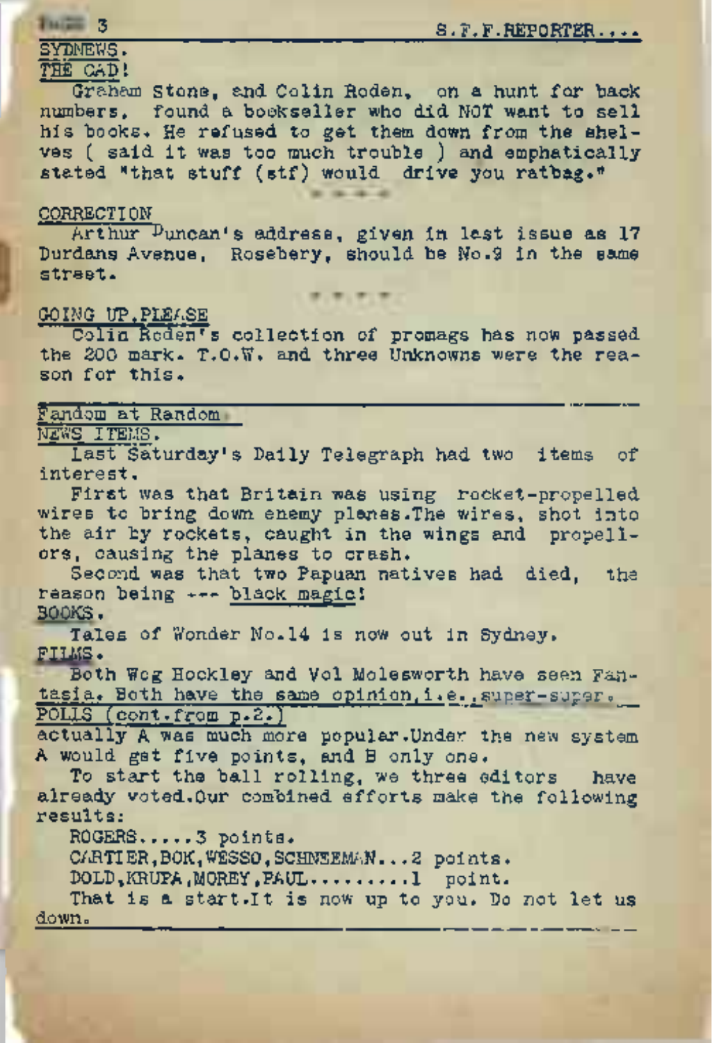SYDNEWS.

THE CAD!

Graham Stone, and Colin Roden, on a hunt for back numbers, found a bookseller who did NOT want to sell his books. He refused to get them down from the shelves ( said it was too much trouble ) and emphatically stated "that stuff (stf) would drive you ratbag."

\- - - -

CORRECTION

Arthur Duncan's address, given in last issue as 17 Durdans Avenue, Rosebery, should be No.9 in the same street.

\- - - -

GOING UP,PLEASE

Colin Roden's collection of promags has now passed the 200 mark. T.O.W. and three Unknowns were the reason for this.

---

Fandom at Random.

NEWS ITEMS.

Last Saturday's Daily Telegraph had two items of interest.

First was that Britain was using rocket-propelled wires to bring down enemy planes.The wires, shot into the air by rockets, caught in the wings and propellors, causing the planes to crash.

Second was that two Papuan natives had died, the reason being --- black magic!

BOOKS.

Tales of Wonder No.14 is now out in Sydney.

FILMS.

Both Wog Hockley and Vol Molesworth have seen Fantasia. Both have the same opinion,i.e.,super-super.

POLLS (cont.from p.2.)

actually A was much more popular.Under the new system A would get five points, and B only one.

To start the ball rolling, we three editors have already voted.Our combined efforts make the following results:

ROGERS.....3 points.

CARTIER,BOK,WESSO,SCHNEEMAN...2 points.

DOLD,KRUPA,MOREY,PAUL.........1 point.

That is a start.It is now up to you. Do not let us down.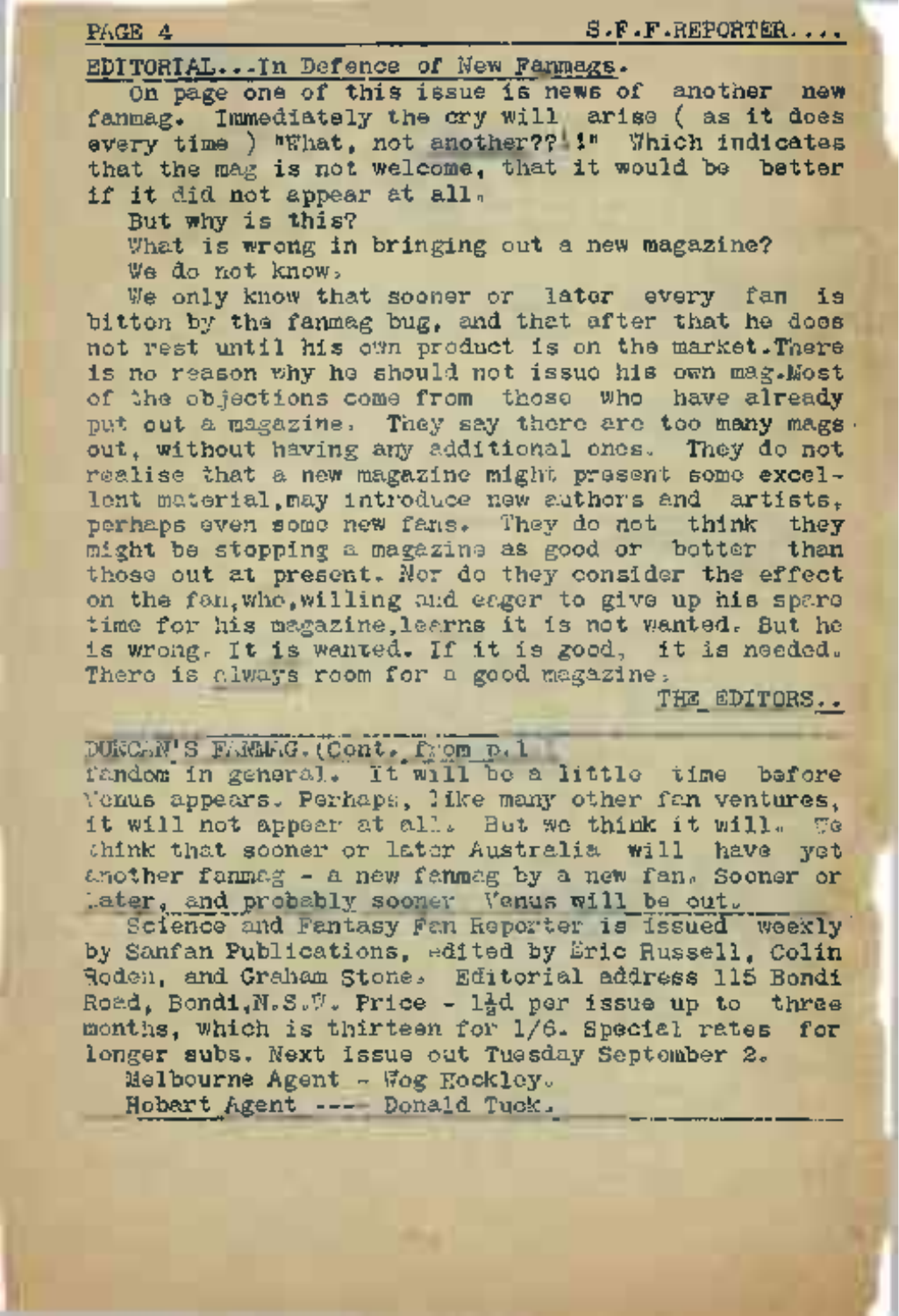## EDITORIAL...In Defence of New Fanmags.

On page one of this issue is news of another new fanmag. Immediately the cry will arise ( as it does every time ) "What, not another??!!" Which indicates that the mag is not welcome, that it would be better if it did not appear at all.

But why is this?

What is wrong in bringing out a new magazine?

We do not know.

We only know that sooner or later every fan is bitten by the fanmag bug, and that after that he does not rest until his own product is on the market. There is no reason why he should not issue his own mag. Most of the objections come from those who have already put out a magazine. They say there are too many mags out, without having any additional ones. They do not realise that a new magazine might present some excellent material, may introduce new authors and artists, perhaps even some new fans. They do not think they might be stopping a magazine as good or better than those out at present. Nor do they consider the effect on the fan, who, willing and eager to give up his spare time for his magazine, learns it is not wanted. But he is wrong. It is wanted. If it is good, it is needed. There is always room for a good magazine.

THE EDITORS..

---

DUNCAN'S FANMAG. (Cont. from p.1

fandom in general. It will be a little time before Venus appears. Perhaps, like many other fan ventures, it will not appear at all. But we think it will. We think that sooner or later Australia will have yet another fanmag - a new fanmag by a new fan. Sooner or later, and probably sooner Venus will be out.

---

Science and Fantasy Fan Reporter is issued weekly by Sanfan Publications, edited by Eric Russell, Colin Roden, and Graham Stone. Editorial address 115 Bondi Road, Bondi, N.S.W. Price - 1½d per issue up to three months, which is thirteen for 1/6. Special rates for longer subs. Next issue out Tuesday September 2.

Melbourne Agent - Wog Hockley.

Hobart Agent ---- Donald Tuck.